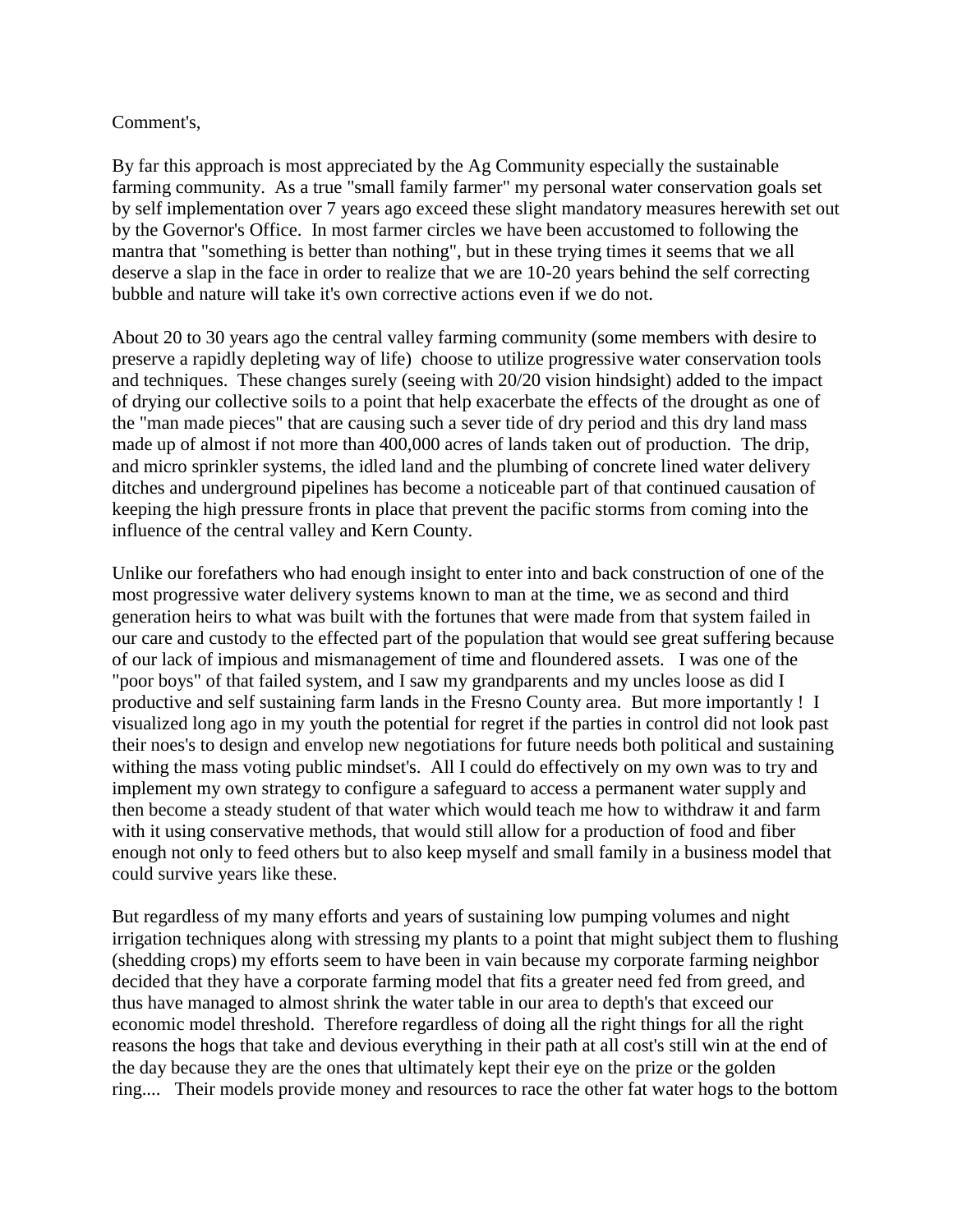Comment's,

By far this approach is most appreciated by the Ag Community especially the sustainable farming community. As a true "small family farmer" my personal water conservation goals set by self implementation over 7 years ago exceed these slight mandatory measures herewith set out by the Governor's Office. In most farmer circles we have been accustomed to following the mantra that "something is better than nothing", but in these trying times it seems that we all deserve a slap in the face in order to realize that we are 10-20 years behind the self correcting bubble and nature will take it's own corrective actions even if we do not.

About 20 to 30 years ago the central valley farming community (some members with desire to preserve a rapidly depleting way of life) choose to utilize progressive water conservation tools and techniques. These changes surely (seeing with 20/20 vision hindsight) added to the impact of drying our collective soils to a point that help exacerbate the effects of the drought as one of the "man made pieces" that are causing such a sever tide of dry period and this dry land mass made up of almost if not more than 400,000 acres of lands taken out of production. The drip, and micro sprinkler systems, the idled land and the plumbing of concrete lined water delivery ditches and underground pipelines has become a noticeable part of that continued causation of keeping the high pressure fronts in place that prevent the pacific storms from coming into the influence of the central valley and Kern County.

Unlike our forefathers who had enough insight to enter into and back construction of one of the most progressive water delivery systems known to man at the time, we as second and third generation heirs to what was built with the fortunes that were made from that system failed in our care and custody to the effected part of the population that would see great suffering because of our lack of impious and mismanagement of time and floundered assets. I was one of the "poor boys" of that failed system, and I saw my grandparents and my uncles loose as did I productive and self sustaining farm lands in the Fresno County area. But more importantly ! I visualized long ago in my youth the potential for regret if the parties in control did not look past their noes's to design and envelop new negotiations for future needs both political and sustaining withing the mass voting public mindset's. All I could do effectively on my own was to try and implement my own strategy to configure a safeguard to access a permanent water supply and then become a steady student of that water which would teach me how to withdraw it and farm with it using conservative methods, that would still allow for a production of food and fiber enough not only to feed others but to also keep myself and small family in a business model that could survive years like these.

But regardless of my many efforts and years of sustaining low pumping volumes and night irrigation techniques along with stressing my plants to a point that might subject them to flushing (shedding crops) my efforts seem to have been in vain because my corporate farming neighbor decided that they have a corporate farming model that fits a greater need fed from greed, and thus have managed to almost shrink the water table in our area to depth's that exceed our economic model threshold. Therefore regardless of doing all the right things for all the right reasons the hogs that take and devious everything in their path at all cost's still win at the end of the day because they are the ones that ultimately kept their eye on the prize or the golden ring.... Their models provide money and resources to race the other fat water hogs to the bottom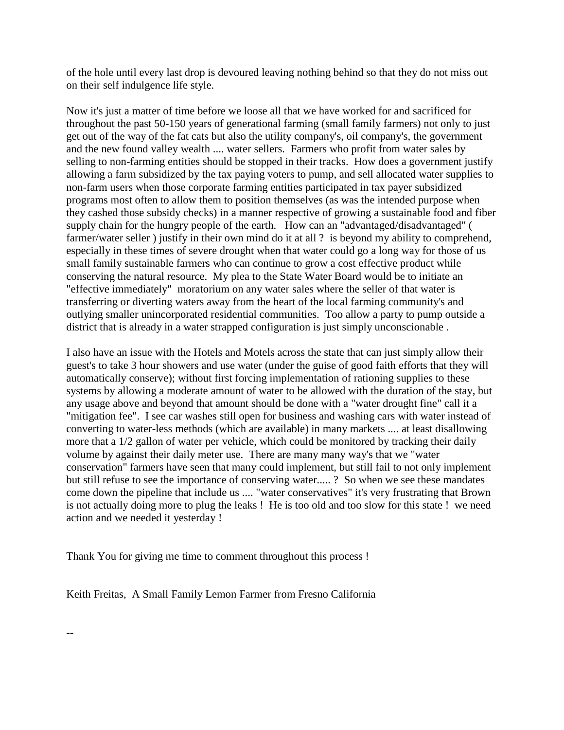of the hole until every last drop is devoured leaving nothing behind so that they do not miss out on their self indulgence life style.

Now it's just a matter of time before we loose all that we have worked for and sacrificed for throughout the past 50-150 years of generational farming (small family farmers) not only to just get out of the way of the fat cats but also the utility company's, oil company's, the government and the new found valley wealth .... water sellers.  Farmers who profit from water sales by selling to non-farming entities should be stopped in their tracks.  How does a government justify allowing a farm subsidized by the tax paying voters to pump, and sell allocated water supplies to non-farm users when those corporate farming entities participated in tax payer subsidized programs most often to allow them to position themselves (as was the intended purpose when they cashed those subsidy checks) in a manner respective of growing a sustainable food and fiber supply chain for the hungry people of the earth.   How can an "advantaged/disadvantaged" ( farmer/water seller ) justify in their own mind do it at all ?  is beyond my ability to comprehend, especially in these times of severe drought when that water could go a long way for those of us small family sustainable farmers who can continue to grow a cost effective product while conserving the natural resource.  My plea to the State Water Board would be to initiate an "effective immediately"  moratorium on any water sales where the seller of that water is transferring or diverting waters away from the heart of the local farming community's and outlying smaller unincorporated residential communities.  Too allow a party to pump outside a district that is already in a water strapped configuration is just simply unconscionable .

I also have an issue with the Hotels and Motels across the state that can just simply allow their guest's to take 3 hour showers and use water (under the guise of good faith efforts that they will automatically conserve); without first forcing implementation of rationing supplies to these systems by allowing a moderate amount of water to be allowed with the duration of the stay, but any usage above and beyond that amount should be done with a "water drought fine" call it a "mitigation fee".  I see car washes still open for business and washing cars with water instead of converting to water-less methods (which are available) in many markets .... at least disallowing more that a 1/2 gallon of water per vehicle, which could be monitored by tracking their daily volume by against their daily meter use.  There are many many way's that we "water conservation" farmers have seen that many could implement, but still fail to not only implement but still refuse to see the importance of conserving water..... ?  So when we see these mandates come down the pipeline that include us .... "water conservatives" it's very frustrating that Brown is not actually doing more to plug the leaks !  He is too old and too slow for this state !  we need action and we needed it yesterday !

Thank You for giving me time to comment throughout this process !

Keith Freitas,  A Small Family Lemon Farmer from Fresno California

--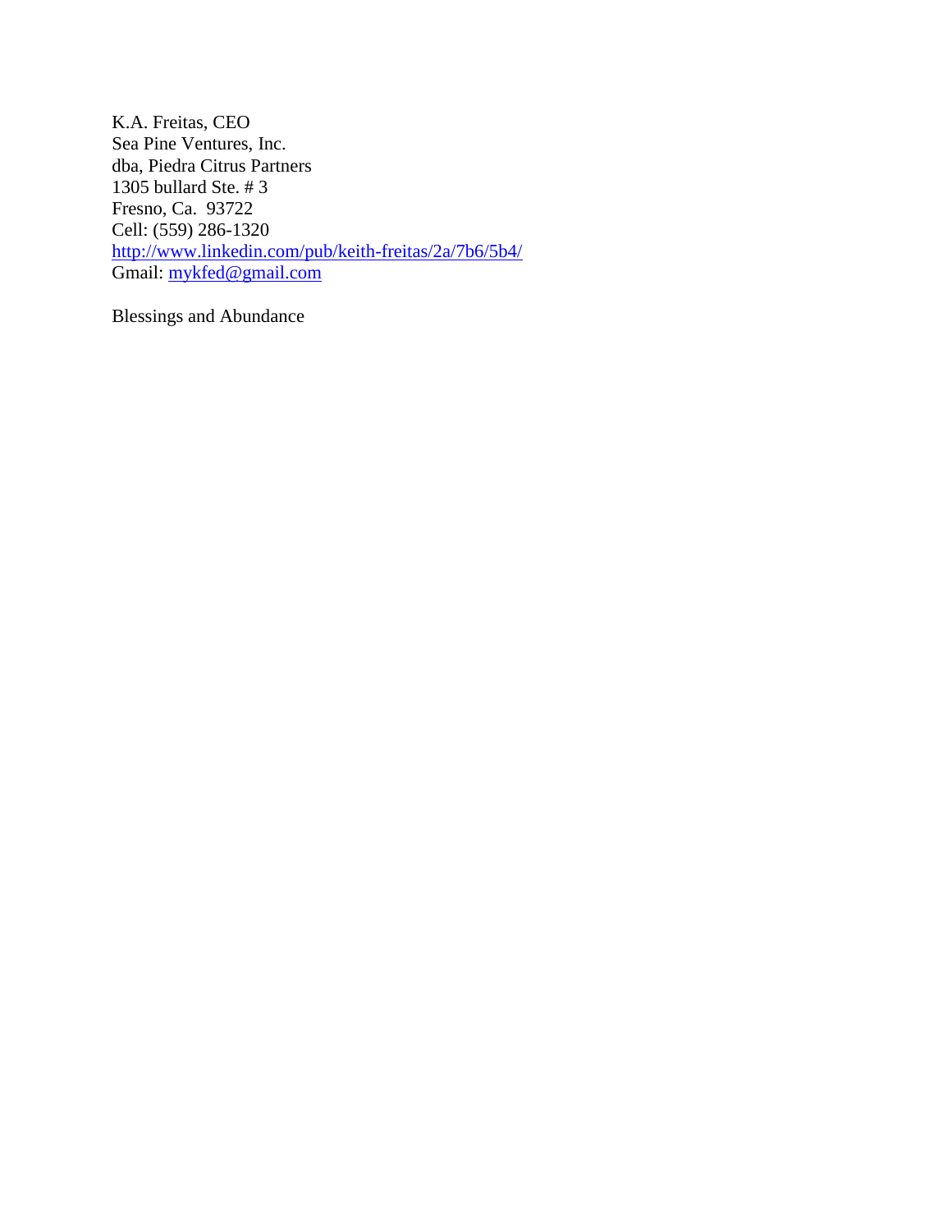K.A. Freitas, CEO
Sea Pine Ventures, Inc.
dba, Piedra Citrus Partners
1305 bullard Ste. # 3
Fresno, Ca.  93722
Cell: (559) 286-1320
http://www.linkedin.com/pub/keith-freitas/2a/7b6/5b4/
Gmail: mykfed@gmail.com

Blessings and Abundance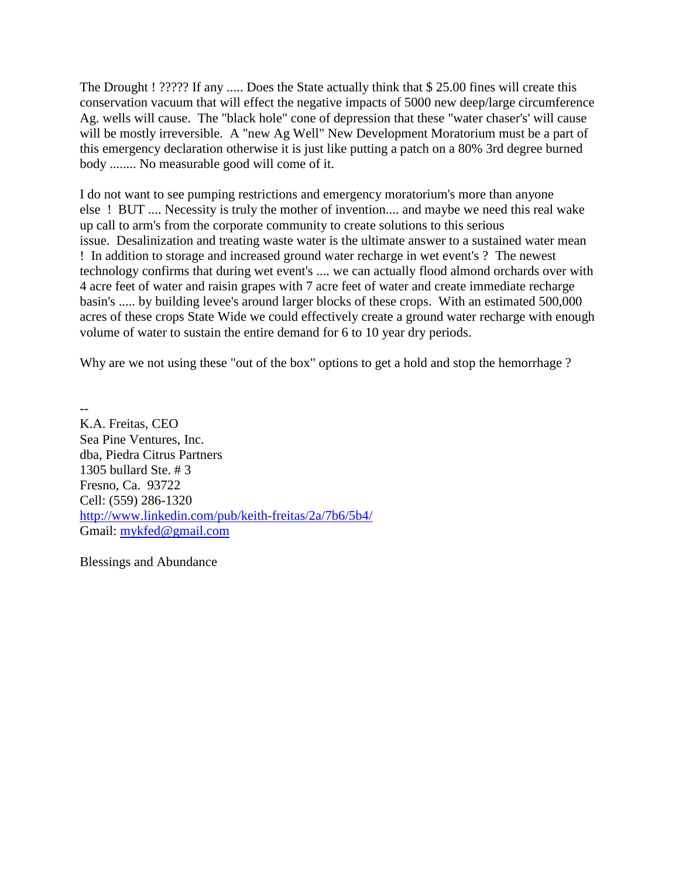The Drought ! ????? If any ..... Does the State actually think that $ 25.00 fines will create this conservation vacuum that will effect the negative impacts of 5000 new deep/large circumference Ag. wells will cause. The "black hole" cone of depression that these "water chaser's' will cause will be mostly irreversible. A "new Ag Well" New Development Moratorium must be a part of this emergency declaration otherwise it is just like putting a patch on a 80% 3rd degree burned body ........ No measurable good will come of it.

I do not want to see pumping restrictions and emergency moratorium's more than anyone else ! BUT .... Necessity is truly the mother of invention.... and maybe we need this real wake up call to arm's from the corporate community to create solutions to this serious issue. Desalinization and treating waste water is the ultimate answer to a sustained water mean ! In addition to storage and increased ground water recharge in wet event's ? The newest technology confirms that during wet event's .... we can actually flood almond orchards over with 4 acre feet of water and raisin grapes with 7 acre feet of water and create immediate recharge basin's ..... by building levee's around larger blocks of these crops. With an estimated 500,000 acres of these crops State Wide we could effectively create a ground water recharge with enough volume of water to sustain the entire demand for 6 to 10 year dry periods.

Why are we not using these "out of the box" options to get a hold and stop the hemorrhage ?

--
K.A. Freitas, CEO
Sea Pine Ventures, Inc.
dba, Piedra Citrus Partners
1305 bullard Ste. # 3
Fresno, Ca. 93722
Cell: (559) 286-1320
http://www.linkedin.com/pub/keith-freitas/2a/7b6/5b4/
Gmail: mykfed@gmail.com

Blessings and Abundance